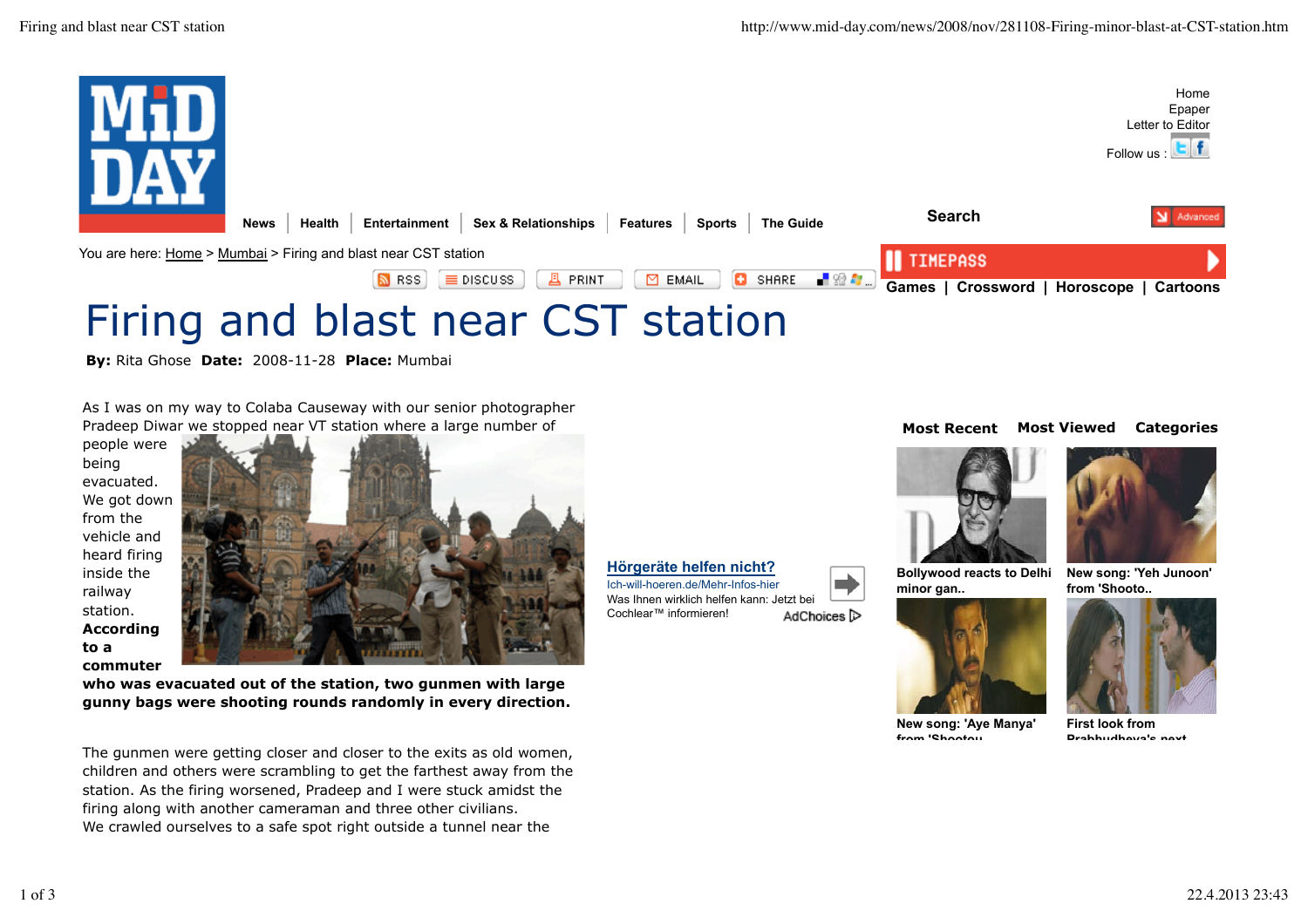# Firing and blast near CST station

**By:** Rita Ghose **Date:** 2008-11-28 **Place:** Mumbai

As I was on my way to Colaba Causeway with our senior photographer Pradeep Diwar we stopped near VT station where a large number of people were being evacuated. We got down from the vehicle and heard firing inside the railway station. **According to a commuter who was evacuated out of the station, two gunmen with large gunny bags were shooting rounds randomly in every direction.**

The gunmen were getting closer and closer to the exits as old women, children and others were scrambling to get the farthest away from the station. As the firing worsened, Pradeep and I were stuck amidst the firing along with another cameraman and three other civilians. We crawled ourselves to a safe spot right outside a tunnel near the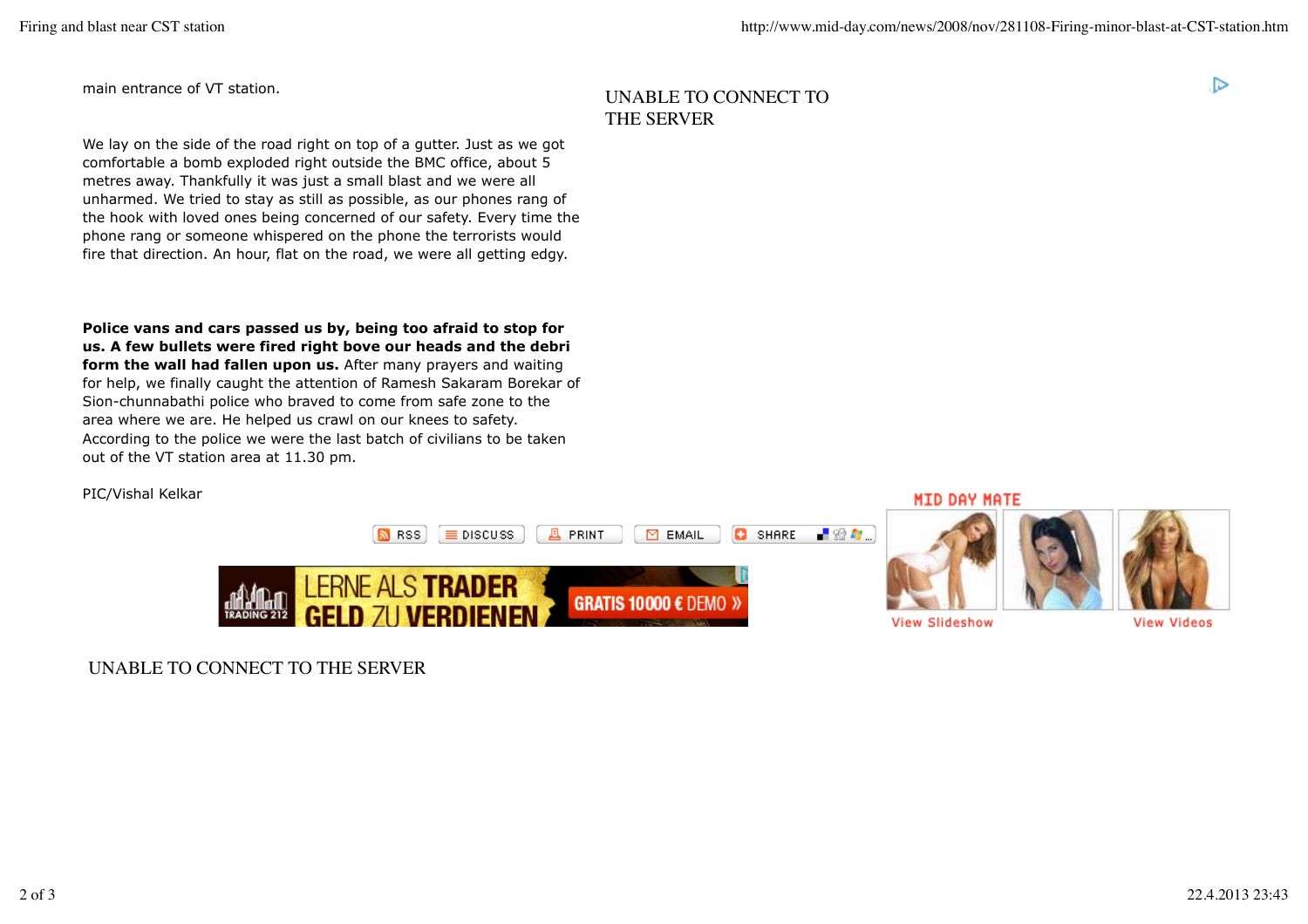main entrance of VT station.

We lay on the side of the road right on top of a gutter. Just as we got comfortable a bomb exploded right outside the BMC office, about 5 metres away. Thankfully it was just a small blast and we were all unharmed. We tried to stay as still as possible, as our phones rang of the hook with loved ones being concerned of our safety. Every time the phone rang or someone whispered on the phone the terrorists would fire that direction. An hour, flat on the road, we were all getting edgy.

**Police vans and cars passed us by, being too afraid to stop for us. A few bullets were fired right bove our heads and the debri form the wall had fallen upon us.** After many prayers and waiting for help, we finally caught the attention of Ramesh Sakaram Borekar of Sion-chunnabathi police who braved to come from safe zone to the area where we are. He helped us crawl on our knees to safety. According to the police we were the last batch of civilians to be taken out of the VT station area at 11.30 pm.

PIC/Vishal Kelkar

UNABLE TO CONNECT TO THE SERVER

RSS DISCUSS PRINT EMAIL SHARE

MID DAY MATE

View Slideshow View Videos

UNABLE TO CONNECT TO THE SERVER